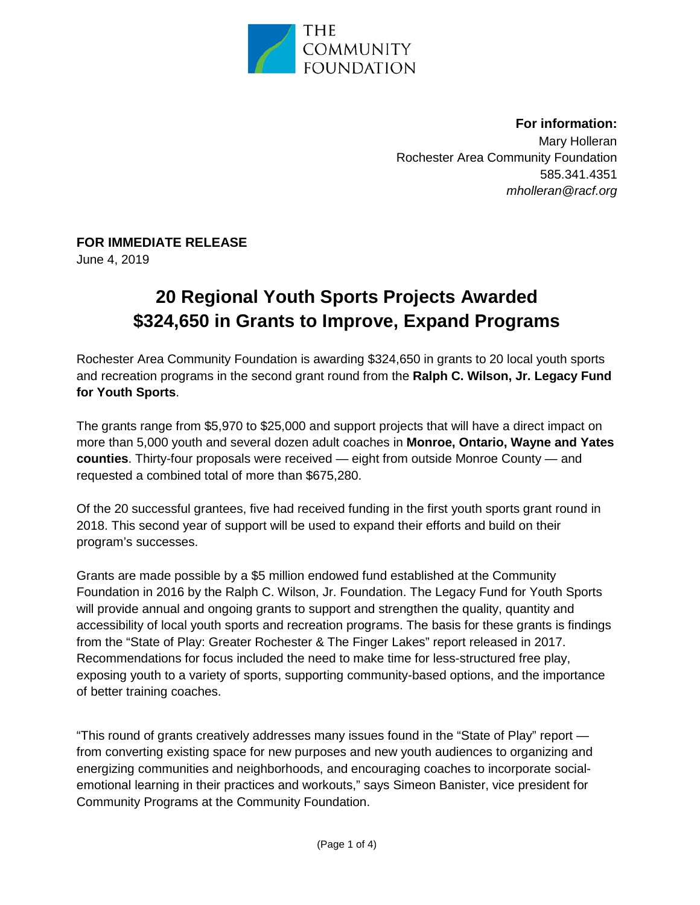THE COMMUNITY FOUNDATION

**For information:**
Mary Holleran
Rochester Area Community Foundation
585.341.4351
*mholleran@racf.org*

**FOR IMMEDIATE RELEASE**
June 4, 2019

# 20 Regional Youth Sports Projects Awarded $324,650 in Grants to Improve, Expand Programs

Rochester Area Community Foundation is awarding $324,650 in grants to 20 local youth sports and recreation programs in the second grant round from the **Ralph C. Wilson, Jr. Legacy Fund for Youth Sports**.

The grants range from $5,970 to $25,000 and support projects that will have a direct impact on more than 5,000 youth and several dozen adult coaches in **Monroe, Ontario, Wayne and Yates counties**. Thirty-four proposals were received — eight from outside Monroe County — and requested a combined total of more than $675,280.

Of the 20 successful grantees, five had received funding in the first youth sports grant round in 2018. This second year of support will be used to expand their efforts and build on their program's successes.

Grants are made possible by a $5 million endowed fund established at the Community Foundation in 2016 by the Ralph C. Wilson, Jr. Foundation. The Legacy Fund for Youth Sports will provide annual and ongoing grants to support and strengthen the quality, quantity and accessibility of local youth sports and recreation programs. The basis for these grants is findings from the "State of Play: Greater Rochester & The Finger Lakes" report released in 2017. Recommendations for focus included the need to make time for less-structured free play, exposing youth to a variety of sports, supporting community-based options, and the importance of better training coaches.

"This round of grants creatively addresses many issues found in the "State of Play" report — from converting existing space for new purposes and new youth audiences to organizing and energizing communities and neighborhoods, and encouraging coaches to incorporate social-emotional learning in their practices and workouts," says Simeon Banister, vice president for Community Programs at the Community Foundation.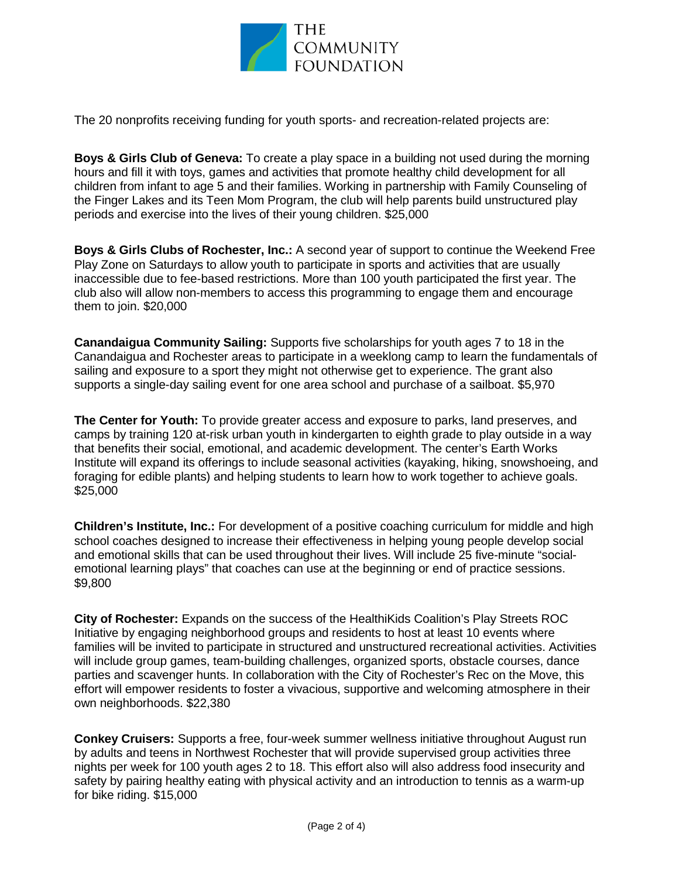The 20 nonprofits receiving funding for youth sports- and recreation-related projects are:

**Boys & Girls Club of Geneva:** To create a play space in a building not used during the morning hours and fill it with toys, games and activities that promote healthy child development for all children from infant to age 5 and their families. Working in partnership with Family Counseling of the Finger Lakes and its Teen Mom Program, the club will help parents build unstructured play periods and exercise into the lives of their young children. $25,000

**Boys & Girls Clubs of Rochester, Inc.:** A second year of support to continue the Weekend Free Play Zone on Saturdays to allow youth to participate in sports and activities that are usually inaccessible due to fee-based restrictions. More than 100 youth participated the first year. The club also will allow non-members to access this programming to engage them and encourage them to join. $20,000

**Canandaigua Community Sailing:** Supports five scholarships for youth ages 7 to 18 in the Canandaigua and Rochester areas to participate in a weeklong camp to learn the fundamentals of sailing and exposure to a sport they might not otherwise get to experience. The grant also supports a single-day sailing event for one area school and purchase of a sailboat. $5,970

**The Center for Youth:** To provide greater access and exposure to parks, land preserves, and camps by training 120 at-risk urban youth in kindergarten to eighth grade to play outside in a way that benefits their social, emotional, and academic development. The center's Earth Works Institute will expand its offerings to include seasonal activities (kayaking, hiking, snowshoeing, and foraging for edible plants) and helping students to learn how to work together to achieve goals. $25,000

**Children's Institute, Inc.:** For development of a positive coaching curriculum for middle and high school coaches designed to increase their effectiveness in helping young people develop social and emotional skills that can be used throughout their lives. Will include 25 five-minute "social-emotional learning plays" that coaches can use at the beginning or end of practice sessions. $9,800

**City of Rochester:** Expands on the success of the HealthiKids Coalition's Play Streets ROC Initiative by engaging neighborhood groups and residents to host at least 10 events where families will be invited to participate in structured and unstructured recreational activities. Activities will include group games, team-building challenges, organized sports, obstacle courses, dance parties and scavenger hunts. In collaboration with the City of Rochester's Rec on the Move, this effort will empower residents to foster a vivacious, supportive and welcoming atmosphere in their own neighborhoods. $22,380

**Conkey Cruisers:** Supports a free, four-week summer wellness initiative throughout August run by adults and teens in Northwest Rochester that will provide supervised group activities three nights per week for 100 youth ages 2 to 18. This effort also will also address food insecurity and safety by pairing healthy eating with physical activity and an introduction to tennis as a warm-up for bike riding. $15,000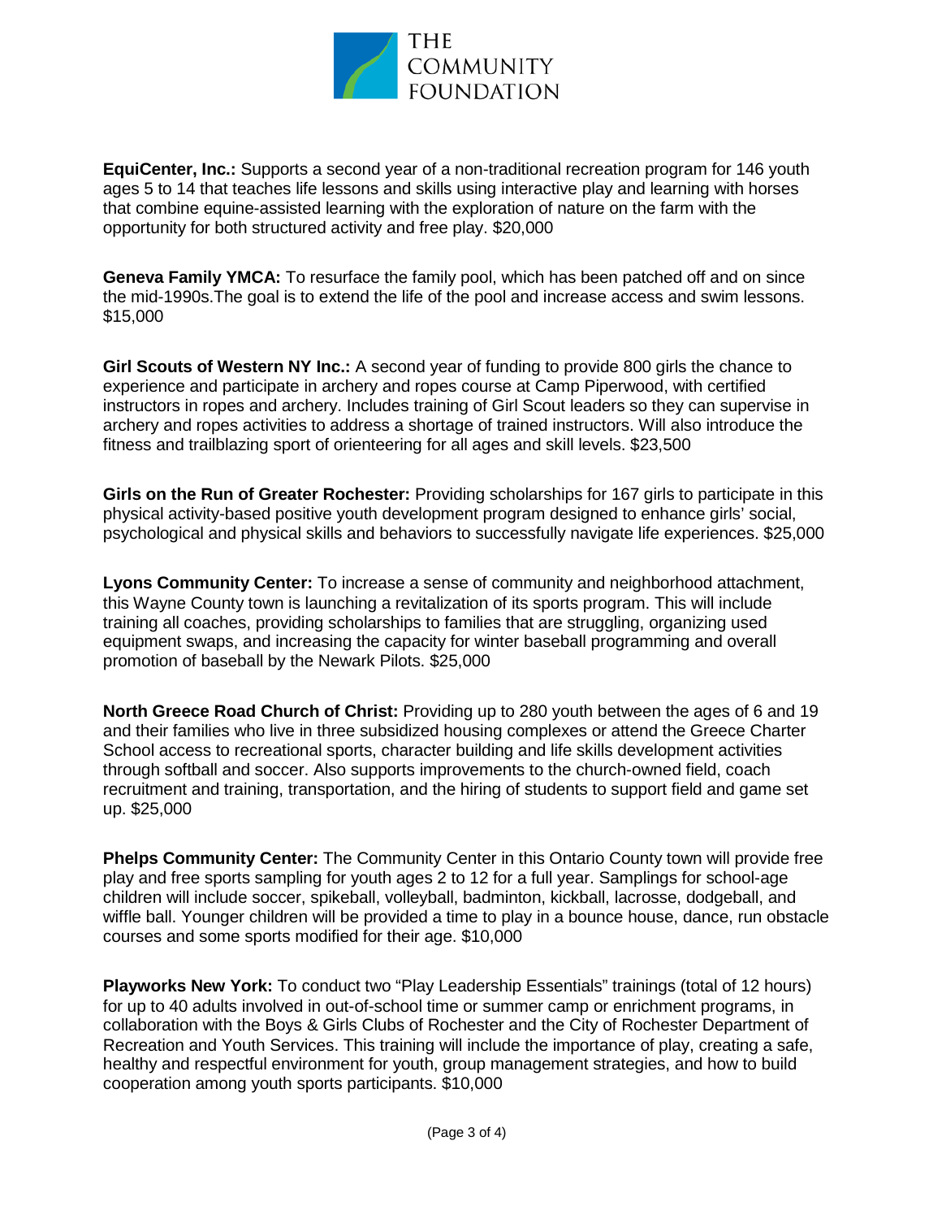**EquiCenter, Inc.:** Supports a second year of a non-traditional recreation program for 146 youth ages 5 to 14 that teaches life lessons and skills using interactive play and learning with horses that combine equine-assisted learning with the exploration of nature on the farm with the opportunity for both structured activity and free play. $20,000

**Geneva Family YMCA:** To resurface the family pool, which has been patched off and on since the mid-1990s.The goal is to extend the life of the pool and increase access and swim lessons. $15,000

**Girl Scouts of Western NY Inc.:** A second year of funding to provide 800 girls the chance to experience and participate in archery and ropes course at Camp Piperwood, with certified instructors in ropes and archery. Includes training of Girl Scout leaders so they can supervise in archery and ropes activities to address a shortage of trained instructors. Will also introduce the fitness and trailblazing sport of orienteering for all ages and skill levels. $23,500

**Girls on the Run of Greater Rochester:** Providing scholarships for 167 girls to participate in this physical activity-based positive youth development program designed to enhance girls' social, psychological and physical skills and behaviors to successfully navigate life experiences. $25,000

**Lyons Community Center:** To increase a sense of community and neighborhood attachment, this Wayne County town is launching a revitalization of its sports program. This will include training all coaches, providing scholarships to families that are struggling, organizing used equipment swaps, and increasing the capacity for winter baseball programming and overall promotion of baseball by the Newark Pilots. $25,000

**North Greece Road Church of Christ:** Providing up to 280 youth between the ages of 6 and 19 and their families who live in three subsidized housing complexes or attend the Greece Charter School access to recreational sports, character building and life skills development activities through softball and soccer. Also supports improvements to the church-owned field, coach recruitment and training, transportation, and the hiring of students to support field and game set up. $25,000

**Phelps Community Center:** The Community Center in this Ontario County town will provide free play and free sports sampling for youth ages 2 to 12 for a full year. Samplings for school-age children will include soccer, spikeball, volleyball, badminton, kickball, lacrosse, dodgeball, and wiffle ball. Younger children will be provided a time to play in a bounce house, dance, run obstacle courses and some sports modified for their age. $10,000

**Playworks New York:** To conduct two "Play Leadership Essentials" trainings (total of 12 hours) for up to 40 adults involved in out-of-school time or summer camp or enrichment programs, in collaboration with the Boys & Girls Clubs of Rochester and the City of Rochester Department of Recreation and Youth Services. This training will include the importance of play, creating a safe, healthy and respectful environment for youth, group management strategies, and how to build cooperation among youth sports participants. $10,000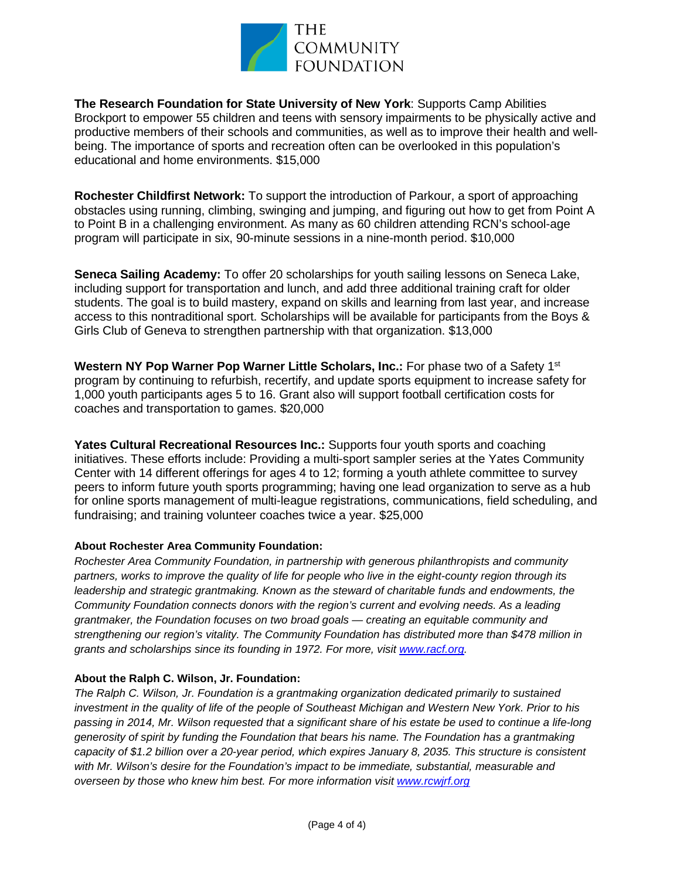**The Research Foundation for State University of New York**: Supports Camp Abilities Brockport to empower 55 children and teens with sensory impairments to be physically active and productive members of their schools and communities, as well as to improve their health and well-being. The importance of sports and recreation often can be overlooked in this population's educational and home environments. $15,000

**Rochester Childfirst Network:** To support the introduction of Parkour, a sport of approaching obstacles using running, climbing, swinging and jumping, and figuring out how to get from Point A to Point B in a challenging environment. As many as 60 children attending RCN's school-age program will participate in six, 90-minute sessions in a nine-month period. $10,000

**Seneca Sailing Academy:** To offer 20 scholarships for youth sailing lessons on Seneca Lake, including support for transportation and lunch, and add three additional training craft for older students. The goal is to build mastery, expand on skills and learning from last year, and increase access to this nontraditional sport. Scholarships will be available for participants from the Boys & Girls Club of Geneva to strengthen partnership with that organization. $13,000

**Western NY Pop Warner Pop Warner Little Scholars, Inc.:** For phase two of a Safety 1st program by continuing to refurbish, recertify, and update sports equipment to increase safety for 1,000 youth participants ages 5 to 16. Grant also will support football certification costs for coaches and transportation to games. $20,000

**Yates Cultural Recreational Resources Inc.:** Supports four youth sports and coaching initiatives. These efforts include: Providing a multi-sport sampler series at the Yates Community Center with 14 different offerings for ages 4 to 12; forming a youth athlete committee to survey peers to inform future youth sports programming; having one lead organization to serve as a hub for online sports management of multi-league registrations, communications, field scheduling, and fundraising; and training volunteer coaches twice a year. $25,000

**About Rochester Area Community Foundation:**

*Rochester Area Community Foundation, in partnership with generous philanthropists and community partners, works to improve the quality of life for people who live in the eight-county region through its leadership and strategic grantmaking. Known as the steward of charitable funds and endowments, the Community Foundation connects donors with the region's current and evolving needs. As a leading grantmaker, the Foundation focuses on two broad goals — creating an equitable community and strengthening our region's vitality. The Community Foundation has distributed more than $478 million in grants and scholarships since its founding in 1972. For more, visit www.racf.org.*

**About the Ralph C. Wilson, Jr. Foundation:**

*The Ralph C. Wilson, Jr. Foundation is a grantmaking organization dedicated primarily to sustained investment in the quality of life of the people of Southeast Michigan and Western New York. Prior to his passing in 2014, Mr. Wilson requested that a significant share of his estate be used to continue a life-long generosity of spirit by funding the Foundation that bears his name. The Foundation has a grantmaking capacity of $1.2 billion over a 20-year period, which expires January 8, 2035. This structure is consistent with Mr. Wilson's desire for the Foundation's impact to be immediate, substantial, measurable and overseen by those who knew him best. For more information visit www.rcwjrf.org*